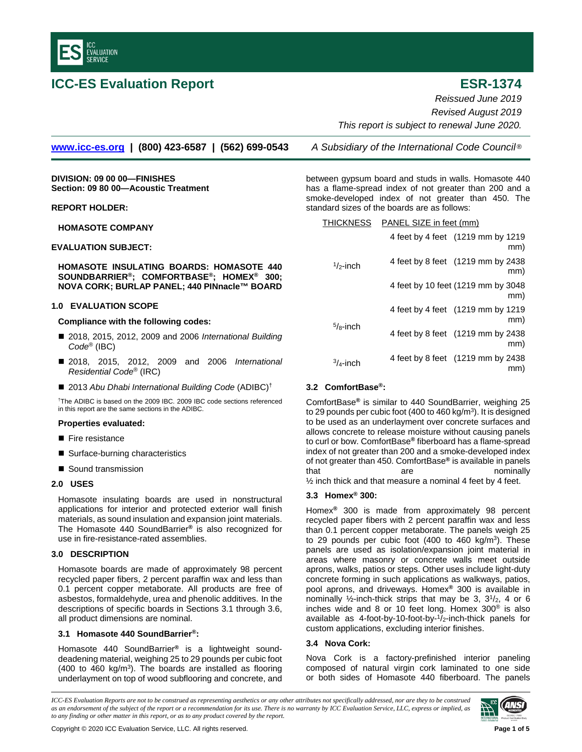# ICC-ES Evaluation Report

## ESR-1374

*Reissued June 2019*
*Revised August 2019*
*This report is subject to renewal June 2020.*

www.icc-es.org | (800) 423-6587 | (562) 699-0543 *A Subsidiary of the International Code Council®*

**DIVISION: 09 00 00—FINISHES**
**Section: 09 80 00—Acoustic Treatment**

**REPORT HOLDER:**

**HOMASOTE COMPANY**

**EVALUATION SUBJECT:**

**HOMASOTE INSULATING BOARDS: HOMASOTE 440 SOUNDBARRIER®; COMFORTBASE®; HOMEX® 300; NOVA CORK; BURLAP PANEL; 440 PINnacle™ BOARD**

### 1.0 EVALUATION SCOPE

**Compliance with the following codes:**

- 2018, 2015, 2012, 2009 and 2006 *International Building Code®* (IBC)
- 2018, 2015, 2012, 2009 and 2006 *International Residential Code®* (IRC)
- 2013 *Abu Dhabi International Building Code* (ADIBC)†

†The ADIBC is based on the 2009 IBC. 2009 IBC code sections referenced in this report are the same sections in the ADIBC.

**Properties evaluated:**

- Fire resistance
- Surface-burning characteristics
- Sound transmission

### 2.0 USES

Homasote insulating boards are used in nonstructural applications for interior and protected exterior wall finish materials, as sound insulation and expansion joint materials. The Homasote 440 SoundBarrier® is also recognized for use in fire-resistance-rated assemblies.

### 3.0 DESCRIPTION

Homasote boards are made of approximately 98 percent recycled paper fibers, 2 percent paraffin wax and less than 0.1 percent copper metaborate. All products are free of asbestos, formaldehyde, urea and phenolic additives. In the descriptions of specific boards in Sections 3.1 through 3.6, all product dimensions are nominal.

#### 3.1 Homasote 440 SoundBarrier®:

Homasote 440 SoundBarrier® is a lightweight sound-deadening material, weighing 25 to 29 pounds per cubic foot (400 to 460 kg/m$^3$). The boards are installed as flooring underlayment on top of wood subflooring and concrete, and between gypsum board and studs in walls. Homasote 440 has a flame-spread index of not greater than 200 and a smoke-developed index of not greater than 450. The standard sizes of the boards are as follows:

| THICKNESS | PANEL SIZE in feet (mm) |
|---|---|
| $^1/_2$-inch | 4 feet by 4 feet (1219 mm by 1219 mm) |
| | 4 feet by 8 feet (1219 mm by 2438 mm) |
| | 4 feet by 10 feet (1219 mm by 3048 mm) |
| $^5/_8$-inch | 4 feet by 4 feet (1219 mm by 1219 mm) |
| | 4 feet by 8 feet (1219 mm by 2438 mm) |
| $^3/_4$-inch | 4 feet by 8 feet (1219 mm by 2438 mm) |

#### 3.2 ComfortBase®:

ComfortBase® is similar to 440 SoundBarrier, weighing 25 to 29 pounds per cubic foot (400 to 460 kg/m$^3$). It is designed to be used as an underlayment over concrete surfaces and allows concrete to release moisture without causing panels to curl or bow. ComfortBase® fiberboard has a flame-spread index of not greater than 200 and a smoke-developed index of not greater than 450. ComfortBase® is available in panels that are nominally ½ inch thick and that measure a nominal 4 feet by 4 feet.

#### 3.3 Homex® 300:

Homex® 300 is made from approximately 98 percent recycled paper fibers with 2 percent paraffin wax and less than 0.1 percent copper metaborate. The panels weigh 25 to 29 pounds per cubic foot (400 to 460 kg/m$^3$). These panels are used as isolation/expansion joint material in areas where masonry or concrete walls meet outside aprons, walks, patios or steps. Other uses include light-duty concrete forming in such applications as walkways, patios, pool aprons, and driveways. Homex® 300 is available in nominally ½-inch-thick strips that may be 3, 3$^1/_2$, 4 or 6 inches wide and 8 or 10 feet long. Homex 300® is also available as 4-foot-by-10-foot-by-$^1/_2$-inch-thick panels for custom applications, excluding interior finishes.

#### 3.4 Nova Cork:

Nova Cork is a factory-prefinished interior paneling composed of natural virgin cork laminated to one side or both sides of Homasote 440 fiberboard. The panels

*ICC-ES Evaluation Reports are not to be construed as representing aesthetics or any other attributes not specifically addressed, nor are they to be construed as an endorsement of the subject of the report or a recommendation for its use. There is no warranty by ICC Evaluation Service, LLC, express or implied, as to any finding or other matter in this report, or as to any product covered by the report.*

Copyright © 2020 ICC Evaluation Service, LLC. All rights reserved.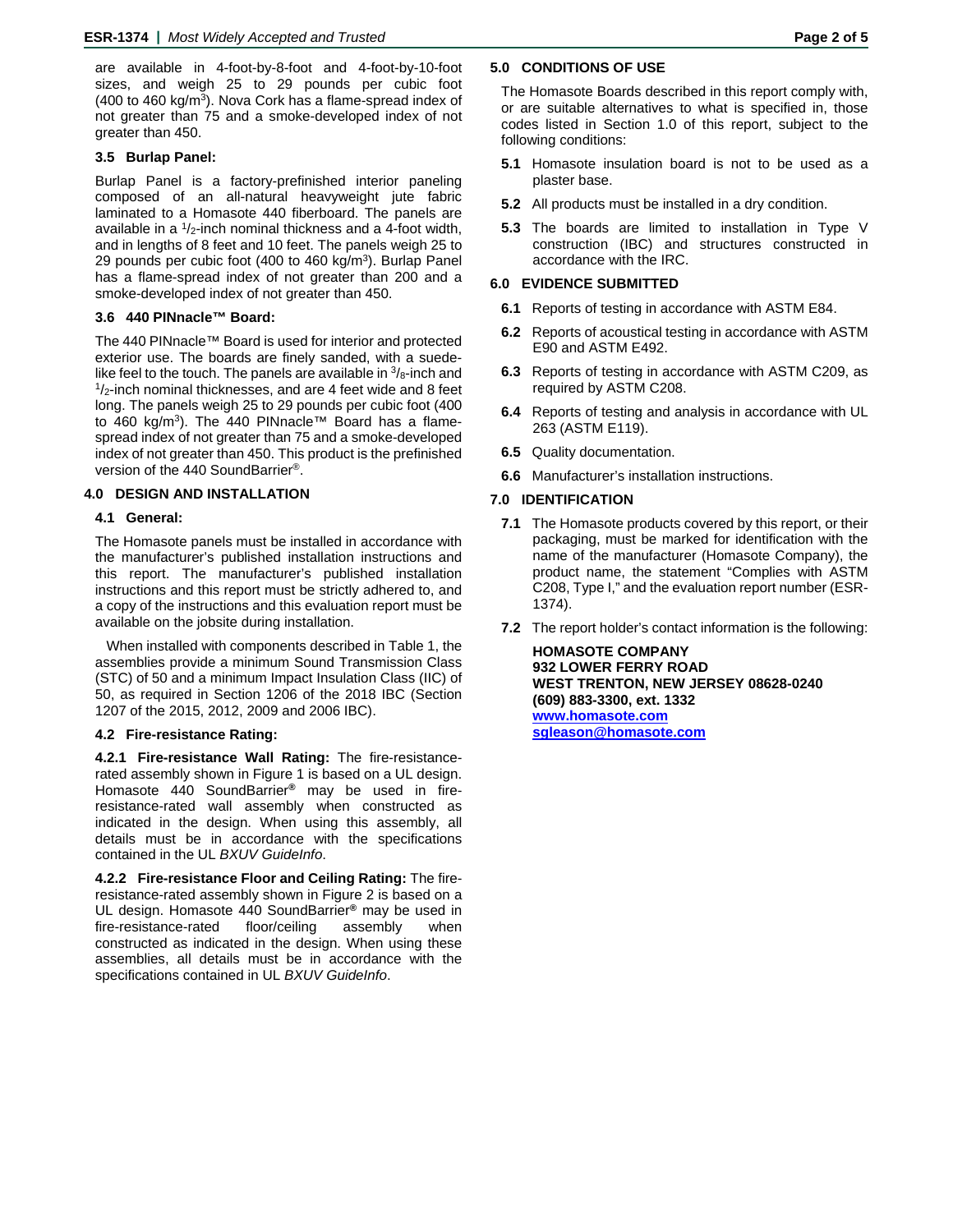are available in 4-foot-by-8-foot and 4-foot-by-10-foot sizes, and weigh 25 to 29 pounds per cubic foot (400 to 460 kg/m$^3$). Nova Cork has a flame-spread index of not greater than 75 and a smoke-developed index of not greater than 450.

### 3.5 Burlap Panel:

Burlap Panel is a factory-prefinished interior paneling composed of an all-natural heavyweight jute fabric laminated to a Homasote 440 fiberboard. The panels are available in a $^1/_2$-inch nominal thickness and a 4-foot width, and in lengths of 8 feet and 10 feet. The panels weigh 25 to 29 pounds per cubic foot (400 to 460 kg/m$^3$). Burlap Panel has a flame-spread index of not greater than 200 and a smoke-developed index of not greater than 450.

### 3.6 440 PINnacle™ Board:

The 440 PINnacle™ Board is used for interior and protected exterior use. The boards are finely sanded, with a suede-like feel to the touch. The panels are available in $^3/_8$-inch and $^1/_2$-inch nominal thicknesses, and are 4 feet wide and 8 feet long. The panels weigh 25 to 29 pounds per cubic foot (400 to 460 kg/m$^3$). The 440 PINnacle™ Board has a flame-spread index of not greater than 75 and a smoke-developed index of not greater than 450. This product is the prefinished version of the 440 SoundBarrier®.

## 4.0 DESIGN AND INSTALLATION

### 4.1 General:

The Homasote panels must be installed in accordance with the manufacturer's published installation instructions and this report. The manufacturer's published installation instructions and this report must be strictly adhered to, and a copy of the instructions and this evaluation report must be available on the jobsite during installation.

When installed with components described in Table 1, the assemblies provide a minimum Sound Transmission Class (STC) of 50 and a minimum Impact Insulation Class (IIC) of 50, as required in Section 1206 of the 2018 IBC (Section 1207 of the 2015, 2012, 2009 and 2006 IBC).

### 4.2 Fire-resistance Rating:

**4.2.1 Fire-resistance Wall Rating:** The fire-resistance-rated assembly shown in Figure 1 is based on a UL design. Homasote 440 SoundBarrier® may be used in fire-resistance-rated wall assembly when constructed as indicated in the design. When using this assembly, all details must be in accordance with the specifications contained in the UL *BXUV GuideInfo*.

**4.2.2 Fire-resistance Floor and Ceiling Rating:** The fire-resistance-rated assembly shown in Figure 2 is based on a UL design. Homasote 440 SoundBarrier® may be used in fire-resistance-rated floor/ceiling assembly when constructed as indicated in the design. When using these assemblies, all details must be in accordance with the specifications contained in UL *BXUV GuideInfo*.

## 5.0 CONDITIONS OF USE

The Homasote Boards described in this report comply with, or are suitable alternatives to what is specified in, those codes listed in Section 1.0 of this report, subject to the following conditions:

**5.1** Homasote insulation board is not to be used as a plaster base.

**5.2** All products must be installed in a dry condition.

**5.3** The boards are limited to installation in Type V construction (IBC) and structures constructed in accordance with the IRC.

## 6.0 EVIDENCE SUBMITTED

**6.1** Reports of testing in accordance with ASTM E84.

**6.2** Reports of acoustical testing in accordance with ASTM E90 and ASTM E492.

**6.3** Reports of testing in accordance with ASTM C209, as required by ASTM C208.

**6.4** Reports of testing and analysis in accordance with UL 263 (ASTM E119).

**6.5** Quality documentation.

**6.6** Manufacturer's installation instructions.

## 7.0 IDENTIFICATION

**7.1** The Homasote products covered by this report, or their packaging, must be marked for identification with the name of the manufacturer (Homasote Company), the product name, the statement "Complies with ASTM C208, Type I," and the evaluation report number (ESR-1374).

**7.2** The report holder's contact information is the following:

**HOMASOTE COMPANY**
**932 LOWER FERRY ROAD**
**WEST TRENTON, NEW JERSEY 08628-0240**
**(609) 883-3300, ext. 1332**
**www.homasote.com**
**sgleason@homasote.com**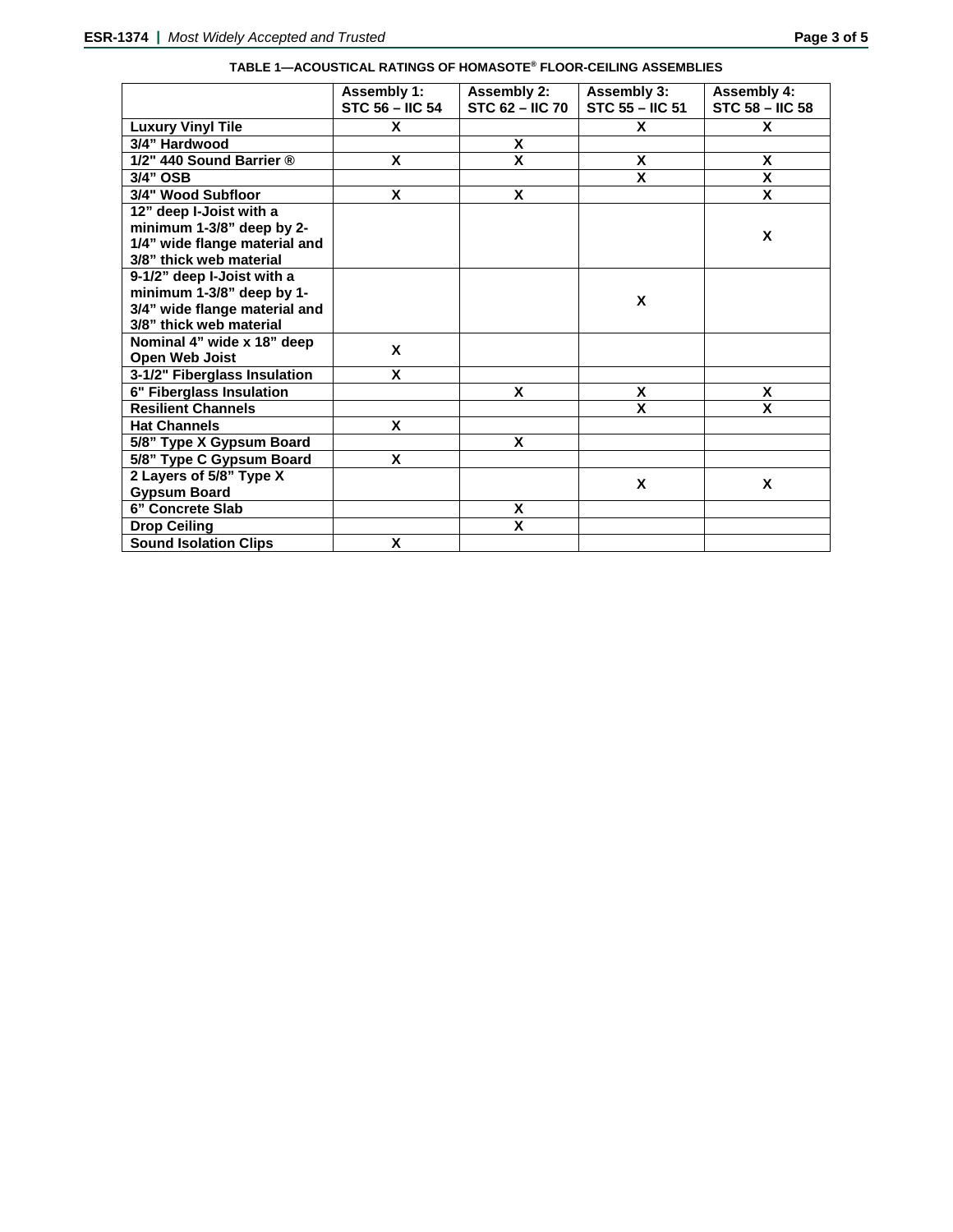**TABLE 1—ACOUSTICAL RATINGS OF HOMASOTE® FLOOR-CEILING ASSEMBLIES**

| | Assembly 1: STC 56 – IIC 54 | Assembly 2: STC 62 – IIC 70 | Assembly 3: STC 55 – IIC 51 | Assembly 4: STC 58 – IIC 58 |
|---|---|---|---|---|
| Luxury Vinyl Tile | X | | X | X |
| 3/4" Hardwood | | X | | |
| 1/2" 440 Sound Barrier ® | X | X | X | X |
| 3/4" OSB | | | X | X |
| 3/4" Wood Subfloor | X | X | | X |
| 12" deep I-Joist with a minimum 1-3/8" deep by 2-1/4" wide flange material and 3/8" thick web material | | | | X |
| 9-1/2" deep I-Joist with a minimum 1-3/8" deep by 1-3/4" wide flange material and 3/8" thick web material | | | X | |
| Nominal 4" wide x 18" deep Open Web Joist | X | | | |
| 3-1/2" Fiberglass Insulation | X | | | |
| 6" Fiberglass Insulation | | X | X | X |
| Resilient Channels | | | X | X |
| Hat Channels | X | | | |
| 5/8" Type X Gypsum Board | | X | | |
| 5/8" Type C Gypsum Board | X | | | |
| 2 Layers of 5/8" Type X Gypsum Board | | | X | X |
| 6" Concrete Slab | | X | | |
| Drop Ceiling | | X | | |
| Sound Isolation Clips | X | | | |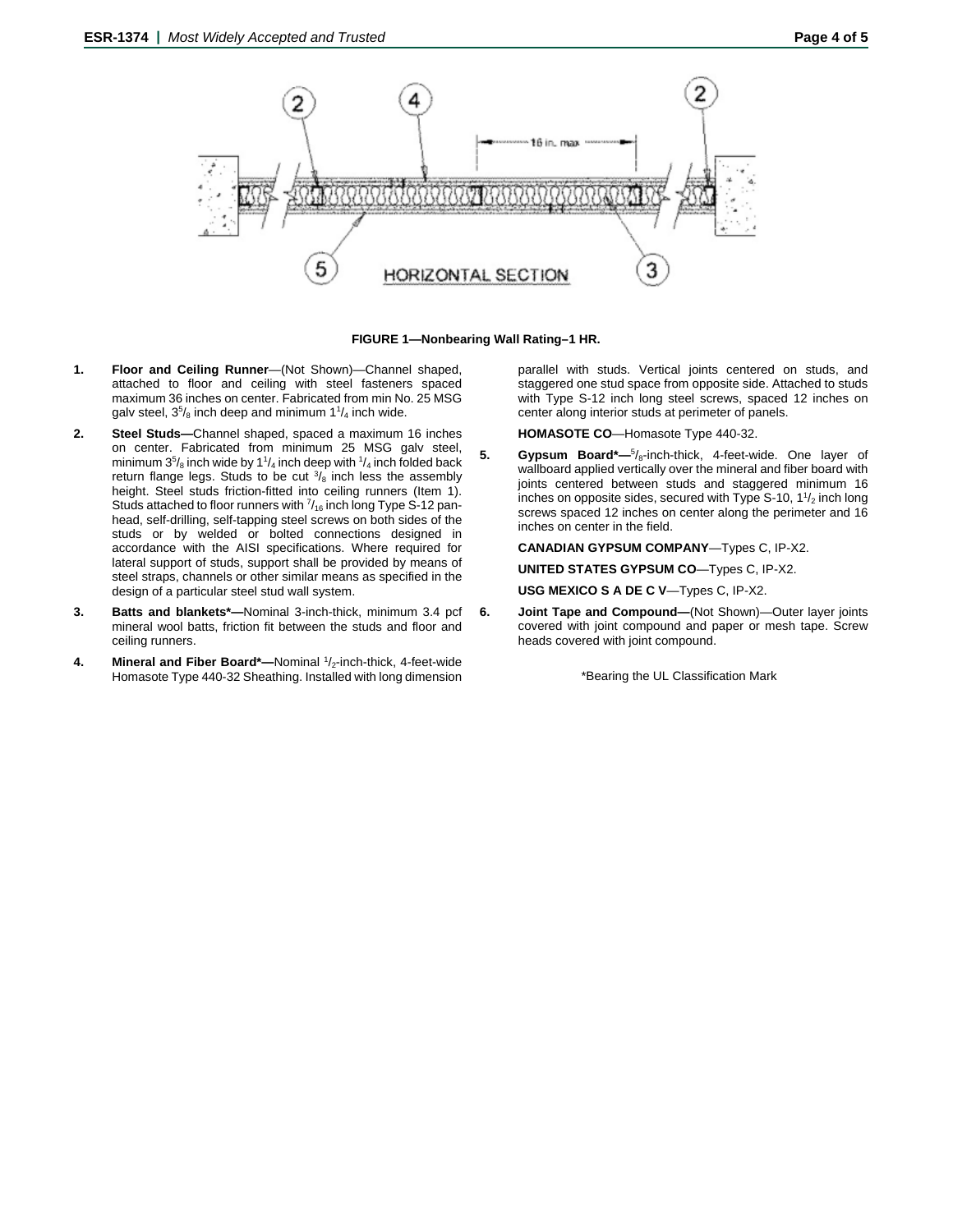**FIGURE 1—Nonbearing Wall Rating–1 HR.**

1. **Floor and Ceiling Runner**—(Not Shown)—Channel shaped, attached to floor and ceiling with steel fasteners spaced maximum 36 inches on center. Fabricated from min No. 25 MSG galv steel, $3^5/_8$ inch deep and minimum $1^1/_4$ inch wide.

2. **Steel Studs—**Channel shaped, spaced a maximum 16 inches on center. Fabricated from minimum 25 MSG galv steel, minimum $3^5/_8$ inch wide by $1^1/_4$ inch deep with $^1/_4$ inch folded back return flange legs. Studs to be cut $^3/_8$ inch less the assembly height. Steel studs friction-fitted into ceiling runners (Item 1). Studs attached to floor runners with $^7/_{16}$ inch long Type S-12 pan-head, self-drilling, self-tapping steel screws on both sides of the studs or by welded or bolted connections designed in accordance with the AISI specifications. Where required for lateral support of studs, support shall be provided by means of steel straps, channels or other similar means as specified in the design of a particular steel stud wall system.

3. **Batts and blankets*—**Nominal 3-inch-thick, minimum 3.4 pcf mineral wool batts, friction fit between the studs and floor and ceiling runners.

4. **Mineral and Fiber Board*—**Nominal $^1/_2$-inch-thick, 4-feet-wide Homasote Type 440-32 Sheathing. Installed with long dimension parallel with studs. Vertical joints centered on studs, and staggered one stud space from opposite side. Attached to studs with Type S-12 inch long steel screws, spaced 12 inches on center along interior studs at perimeter of panels.

   **HOMASOTE CO**—Homasote Type 440-32.

5. **Gypsum Board*—**$^5/_8$-inch-thick, 4-feet-wide. One layer of wallboard applied vertically over the mineral and fiber board with joints centered between studs and staggered minimum 16 inches on opposite sides, secured with Type S-10, $1^1/_2$ inch long screws spaced 12 inches on center along the perimeter and 16 inches on center in the field.

   **CANADIAN GYPSUM COMPANY**—Types C, IP-X2.

   **UNITED STATES GYPSUM CO**—Types C, IP-X2.

   **USG MEXICO S A DE C V**—Types C, IP-X2.

6. **Joint Tape and Compound—**(Not Shown)—Outer layer joints covered with joint compound and paper or mesh tape. Screw heads covered with joint compound.

*Bearing the UL Classification Mark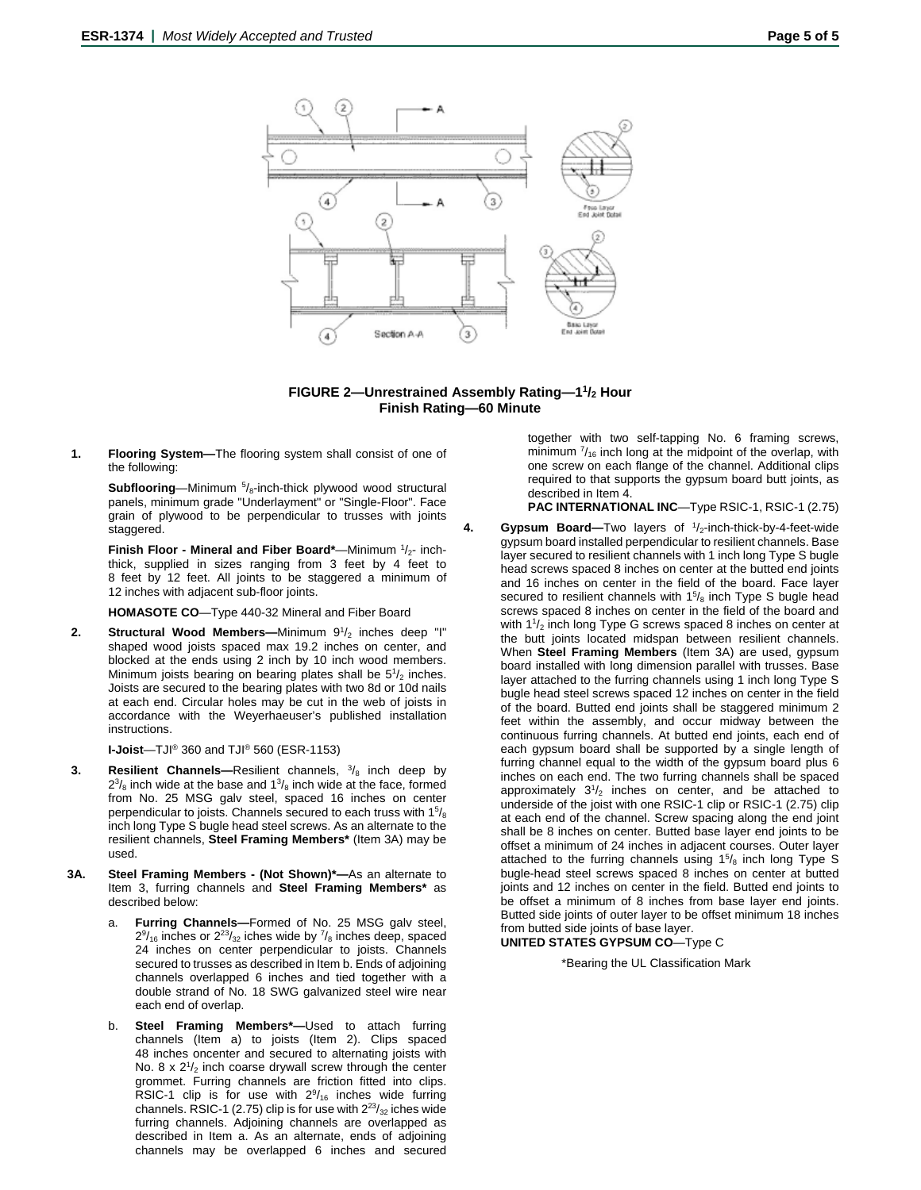1 2 A
2
3
4 A 3
Face Layer
End Joint Detail
1 2
2
3
4
4 Section A-A 3
Base Layer
End Joint Detail

**FIGURE 2—Unrestrained Assembly Rating—1½ Hour**
**Finish Rating—60 Minute**

1. **Flooring System—**The flooring system shall consist of one of the following:

   **Subflooring**—Minimum 5/8-inch-thick plywood wood structural panels, minimum grade "Underlayment" or "Single-Floor". Face grain of plywood to be perpendicular to trusses with joints staggered.

   **Finish Floor - Mineral and Fiber Board***—Minimum 1/2- inch-thick, supplied in sizes ranging from 3 feet by 4 feet to 8 feet by 12 feet. All joints to be staggered a minimum of 12 inches with adjacent sub-floor joints.

   **HOMASOTE CO**—Type 440-32 Mineral and Fiber Board

2. **Structural Wood Members—**Minimum 9½ inches deep "I" shaped wood joists spaced max 19.2 inches on center, and blocked at the ends using 2 inch by 10 inch wood members. Minimum joists bearing on bearing plates shall be 5½ inches. Joists are secured to the bearing plates with two 8d or 10d nails at each end. Circular holes may be cut in the web of joists in accordance with the Weyerhaeuser's published installation instructions.

   **I-Joist**—TJI® 360 and TJI® 560 (ESR-1153)

3. **Resilient Channels—**Resilient channels, 3/8 inch deep by 2 3/8 inch wide at the base and 1 3/8 inch wide at the face, formed from No. 25 MSG galv steel, spaced 16 inches on center perpendicular to joists. Channels secured to each truss with 1 5/8 inch long Type S bugle head steel screws. As an alternate to the resilient channels, **Steel Framing Members*** (Item 3A) may be used.

3A. **Steel Framing Members - (Not Shown)*—**As an alternate to Item 3, furring channels and **Steel Framing Members*** as described below:

   a. **Furring Channels—**Formed of No. 25 MSG galv steel, 2 9/16 inches or 2 23/32 iches wide by 7/8 inches deep, spaced 24 inches on center perpendicular to joists. Channels secured to trusses as described in Item b. Ends of adjoining channels overlapped 6 inches and tied together with a double strand of No. 18 SWG galvanized steel wire near each end of overlap.

   b. **Steel Framing Members*—**Used to attach furring channels (Item a) to joists (Item 2). Clips spaced 48 inches oncenter and secured to alternating joists with No. 8 x 2½ inch coarse drywall screw through the center grommet. Furring channels are friction fitted into clips. RSIC-1 clip is for use with 2 9/16 inches wide furring channels. RSIC-1 (2.75) clip is for use with 2 23/32 iches wide furring channels. Adjoining channels are overlapped as described in Item a. As an alternate, ends of adjoining channels may be overlapped 6 inches and secured together with two self-tapping No. 6 framing screws, minimum 7/16 inch long at the midpoint of the overlap, with one screw on each flange of the channel. Additional clips required to that supports the gypsum board butt joints, as described in Item 4.

   **PAC INTERNATIONAL INC**—Type RSIC-1, RSIC-1 (2.75)

4. **Gypsum Board—**Two layers of 1/2-inch-thick-by-4-feet-wide gypsum board installed perpendicular to resilient channels. Base layer secured to resilient channels with 1 inch long Type S bugle head screws spaced 8 inches on center at the butted end joints and 16 inches on center in the field of the board. Face layer secured to resilient channels with 1 5/8 inch Type S bugle head screws spaced 8 inches on center in the field of the board and with 1½ inch long Type G screws spaced 8 inches on center at the butt joints located midspan between resilient channels. When **Steel Framing Members** (Item 3A) are used, gypsum board installed with long dimension parallel with trusses. Base layer attached to the furring channels using 1 inch long Type S bugle head steel screws spaced 12 inches on center in the field of the board. Butted end joints shall be staggered minimum 2 feet within the assembly, and occur midway between the continuous furring channels. At butted end joints, each end of each gypsum board shall be supported by a single length of furring channel equal to the width of the gypsum board plus 6 inches on each end. The two furring channels shall be spaced approximately 3½ inches on center, and be attached to underside of the joist with one RSIC-1 clip or RSIC-1 (2.75) clip at each end of the channel. Screw spacing along the end joint shall be 8 inches on center. Butted base layer end joints to be offset a minimum of 24 inches in adjacent courses. Outer layer attached to the furring channels using 1 5/8 inch long Type S bugle-head steel screws spaced 8 inches on center at butted joints and 12 inches on center in the field. Butted end joints to be offset a minimum of 8 inches from base layer end joints. Butted side joints of outer layer to be offset minimum 18 inches from butted side joints of base layer.

   **UNITED STATES GYPSUM CO**—Type C

*Bearing the UL Classification Mark